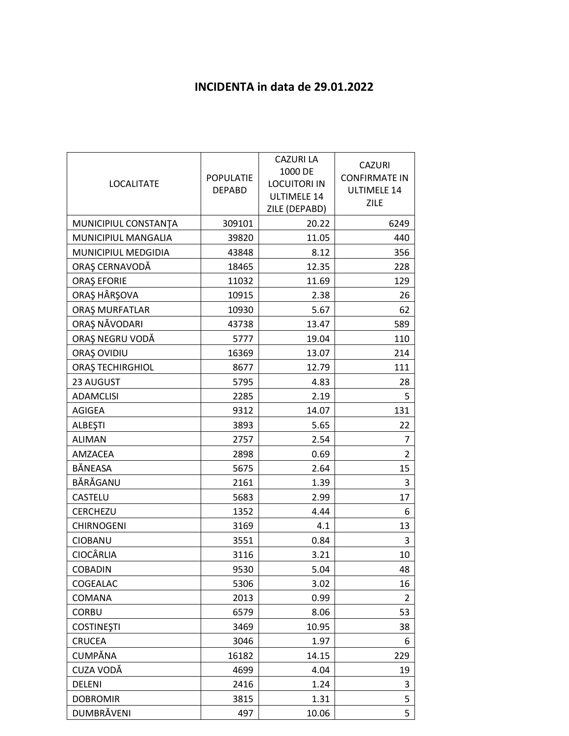# INCIDENTA in data de 29.01.2022

| LOCALITATE | POPULATIE DEPABD | CAZURI LA 1000 DE LOCUITORI IN ULTIMELE 14 ZILE (DEPABD) | CAZURI CONFIRMATE IN ULTIMELE 14 ZILE |
|---|---|---|---|
| MUNICIPIUL CONSTANŢA | 309101 | 20.22 | 6249 |
| MUNICIPIUL MANGALIA | 39820 | 11.05 | 440 |
| MUNICIPIUL MEDGIDIA | 43848 | 8.12 | 356 |
| ORAŞ CERNAVODĂ | 18465 | 12.35 | 228 |
| ORAŞ EFORIE | 11032 | 11.69 | 129 |
| ORAŞ HÂRŞOVA | 10915 | 2.38 | 26 |
| ORAŞ MURFATLAR | 10930 | 5.67 | 62 |
| ORAŞ NĂVODARI | 43738 | 13.47 | 589 |
| ORAŞ NEGRU VODĂ | 5777 | 19.04 | 110 |
| ORAŞ OVIDIU | 16369 | 13.07 | 214 |
| ORAŞ TECHIRGHIOL | 8677 | 12.79 | 111 |
| 23 AUGUST | 5795 | 4.83 | 28 |
| ADAMCLISI | 2285 | 2.19 | 5 |
| AGIGEA | 9312 | 14.07 | 131 |
| ALBEŞTI | 3893 | 5.65 | 22 |
| ALIMAN | 2757 | 2.54 | 7 |
| AMZACEA | 2898 | 0.69 | 2 |
| BĂNEASA | 5675 | 2.64 | 15 |
| BĂRĂGANU | 2161 | 1.39 | 3 |
| CASTELU | 5683 | 2.99 | 17 |
| CERCHEZU | 1352 | 4.44 | 6 |
| CHIRNOGENI | 3169 | 4.1 | 13 |
| CIOBANU | 3551 | 0.84 | 3 |
| CIOCÂRLIA | 3116 | 3.21 | 10 |
| COBADIN | 9530 | 5.04 | 48 |
| COGEALAC | 5306 | 3.02 | 16 |
| COMANA | 2013 | 0.99 | 2 |
| CORBU | 6579 | 8.06 | 53 |
| COSTINEŞTI | 3469 | 10.95 | 38 |
| CRUCEA | 3046 | 1.97 | 6 |
| CUMPĂNA | 16182 | 14.15 | 229 |
| CUZA VODĂ | 4699 | 4.04 | 19 |
| DELENI | 2416 | 1.24 | 3 |
| DOBROMIR | 3815 | 1.31 | 5 |
| DUMBRĂVENI | 497 | 10.06 | 5 |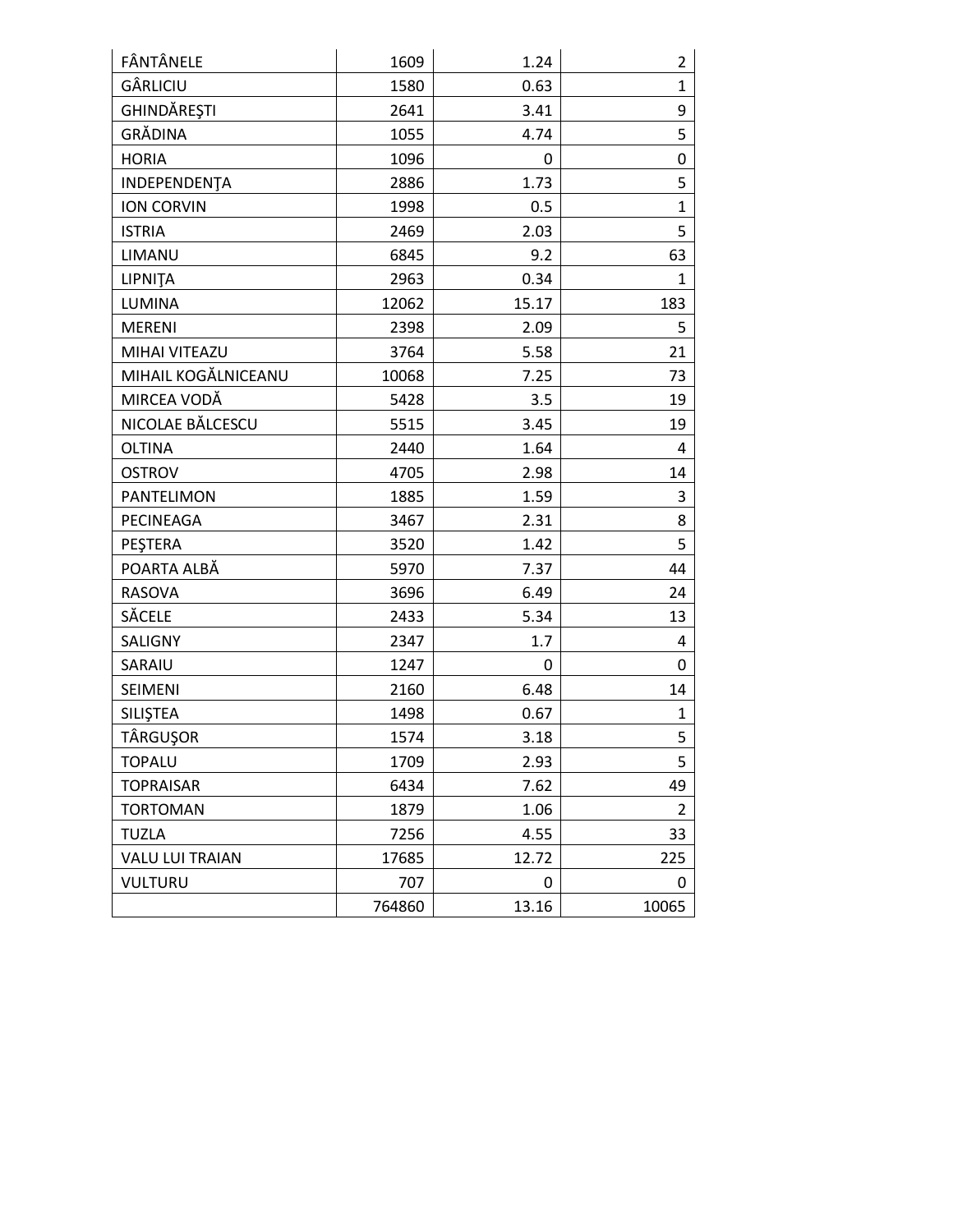| | | | |
|---|---|---|---|
| FÂNTÂNELE | 1609 | 1.24 | 2 |
| GÂRLICIU | 1580 | 0.63 | 1 |
| GHINDĂREŞTI | 2641 | 3.41 | 9 |
| GRĂDINA | 1055 | 4.74 | 5 |
| HORIA | 1096 | 0 | 0 |
| INDEPENDENŢA | 2886 | 1.73 | 5 |
| ION CORVIN | 1998 | 0.5 | 1 |
| ISTRIA | 2469 | 2.03 | 5 |
| LIMANU | 6845 | 9.2 | 63 |
| LIPNIŢA | 2963 | 0.34 | 1 |
| LUMINA | 12062 | 15.17 | 183 |
| MERENI | 2398 | 2.09 | 5 |
| MIHAI VITEAZU | 3764 | 5.58 | 21 |
| MIHAIL KOGĂLNICEANU | 10068 | 7.25 | 73 |
| MIRCEA VODĂ | 5428 | 3.5 | 19 |
| NICOLAE BĂLCESCU | 5515 | 3.45 | 19 |
| OLTINA | 2440 | 1.64 | 4 |
| OSTROV | 4705 | 2.98 | 14 |
| PANTELIMON | 1885 | 1.59 | 3 |
| PECINEAGA | 3467 | 2.31 | 8 |
| PEŞTERA | 3520 | 1.42 | 5 |
| POARTA ALBĂ | 5970 | 7.37 | 44 |
| RASOVA | 3696 | 6.49 | 24 |
| SĂCELE | 2433 | 5.34 | 13 |
| SALIGNY | 2347 | 1.7 | 4 |
| SARAIU | 1247 | 0 | 0 |
| SEIMENI | 2160 | 6.48 | 14 |
| SILIŞTEA | 1498 | 0.67 | 1 |
| TÂRGUŞOR | 1574 | 3.18 | 5 |
| TOPALU | 1709 | 2.93 | 5 |
| TOPRAISAR | 6434 | 7.62 | 49 |
| TORTOMAN | 1879 | 1.06 | 2 |
| TUZLA | 7256 | 4.55 | 33 |
| VALU LUI TRAIAN | 17685 | 12.72 | 225 |
| VULTURU | 707 | 0 | 0 |
| | 764860 | 13.16 | 10065 |